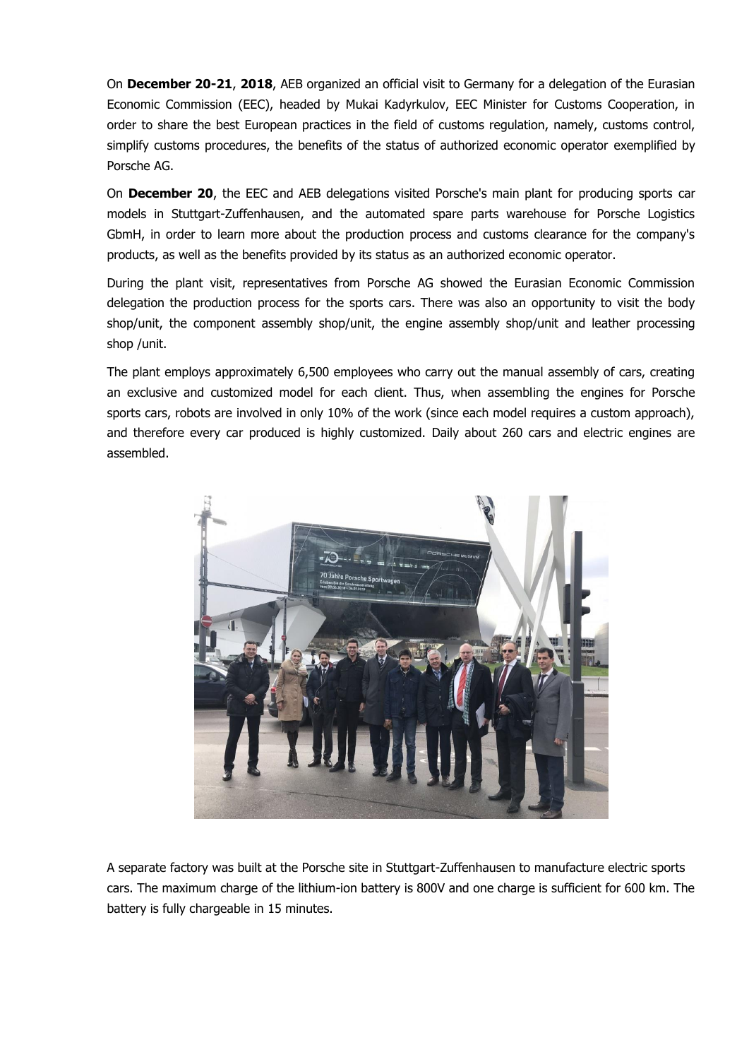On **December 20-21**, **2018**, AEB organized an official visit to Germany for a delegation of the Eurasian Economic Commission (EEC), headed by Mukai Kadyrkulov, EEC Minister for Customs Cooperation, in order to share the best European practices in the field of customs regulation, namely, customs control, simplify customs procedures, the benefits of the status of authorized economic operator exemplified by Porsche AG.

On **December 20**, the EEC and AEB delegations visited Porsche's main plant for producing sports car models in Stuttgart-Zuffenhausen, and the automated spare parts warehouse for Porsche Logistics GbmH, in order to learn more about the production process and customs clearance for the company's products, as well as the benefits provided by its status as an authorized economic operator.

During the plant visit, representatives from Porsche AG showed the Eurasian Economic Commission delegation the production process for the sports cars. There was also an opportunity to visit the body shop/unit, the component assembly shop/unit, the engine assembly shop/unit and leather processing shop /unit.

The plant employs approximately 6,500 employees who carry out the manual assembly of cars, creating an exclusive and customized model for each client. Thus, when assembling the engines for Porsche sports cars, robots are involved in only 10% of the work (since each model requires a custom approach), and therefore every car produced is highly customized. Daily about 260 cars and electric engines are assembled.

A separate factory was built at the Porsche site in Stuttgart-Zuffenhausen to manufacture electric sports cars. The maximum charge of the lithium-ion battery is 800V and one charge is sufficient for 600 km. The battery is fully chargeable in 15 minutes.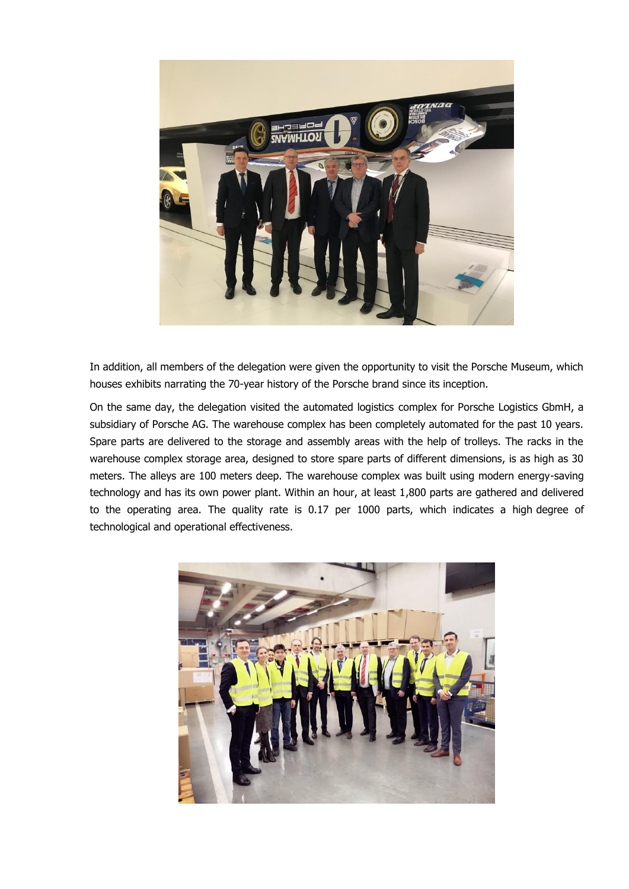In addition, all members of the delegation were given the opportunity to visit the Porsche Museum, which houses exhibits narrating the 70-year history of the Porsche brand since its inception.

On the same day, the delegation visited the automated logistics complex for Porsche Logistics GbmH, a subsidiary of Porsche AG. The warehouse complex has been completely automated for the past 10 years. Spare parts are delivered to the storage and assembly areas with the help of trolleys. The racks in the warehouse complex storage area, designed to store spare parts of different dimensions, is as high as 30 meters. The alleys are 100 meters deep. The warehouse complex was built using modern energy-saving technology and has its own power plant. Within an hour, at least 1,800 parts are gathered and delivered to the operating area. The quality rate is 0.17 per 1000 parts, which indicates a high degree of technological and operational effectiveness.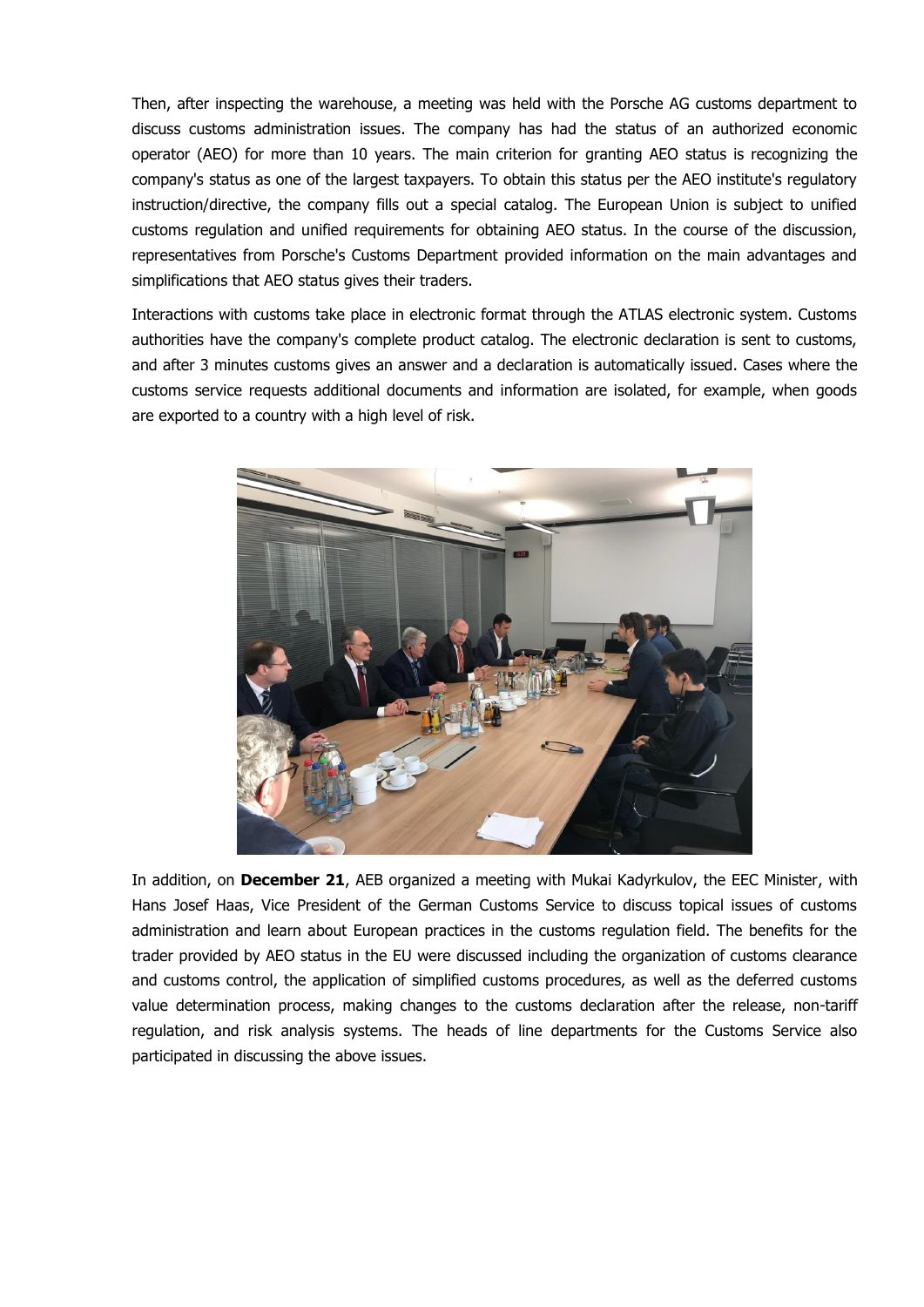Then, after inspecting the warehouse, a meeting was held with the Porsche AG customs department to discuss customs administration issues. The company has had the status of an authorized economic operator (AEO) for more than 10 years. The main criterion for granting AEO status is recognizing the company's status as one of the largest taxpayers. To obtain this status per the AEO institute's regulatory instruction/directive, the company fills out a special catalog. The European Union is subject to unified customs regulation and unified requirements for obtaining AEO status. In the course of the discussion, representatives from Porsche's Customs Department provided information on the main advantages and simplifications that AEO status gives their traders.

Interactions with customs take place in electronic format through the ATLAS electronic system. Customs authorities have the company's complete product catalog. The electronic declaration is sent to customs, and after 3 minutes customs gives an answer and a declaration is automatically issued. Cases where the customs service requests additional documents and information are isolated, for example, when goods are exported to a country with a high level of risk.

In addition, on **December 21**, AEB organized a meeting with Mukai Kadyrkulov, the EEC Minister, with Hans Josef Haas, Vice President of the German Customs Service to discuss topical issues of customs administration and learn about European practices in the customs regulation field. The benefits for the trader provided by AEO status in the EU were discussed including the organization of customs clearance and customs control, the application of simplified customs procedures, as well as the deferred customs value determination process, making changes to the customs declaration after the release, non-tariff regulation, and risk analysis systems. The heads of line departments for the Customs Service also participated in discussing the above issues.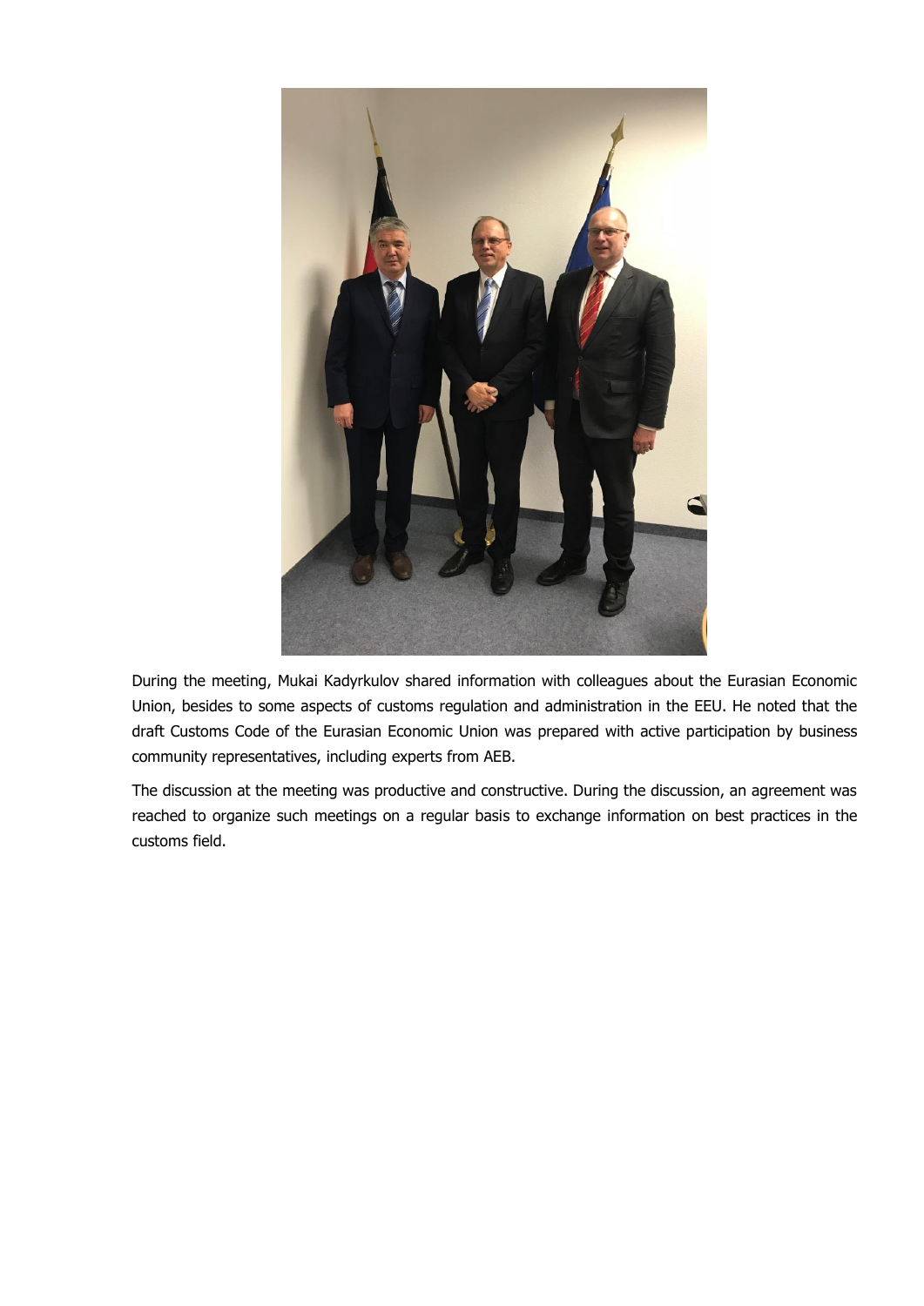During the meeting, Mukai Kadyrkulov shared information with colleagues about the Eurasian Economic Union, besides to some aspects of customs regulation and administration in the EEU. He noted that the draft Customs Code of the Eurasian Economic Union was prepared with active participation by business community representatives, including experts from AEB.

The discussion at the meeting was productive and constructive. During the discussion, an agreement was reached to organize such meetings on a regular basis to exchange information on best practices in the customs field.